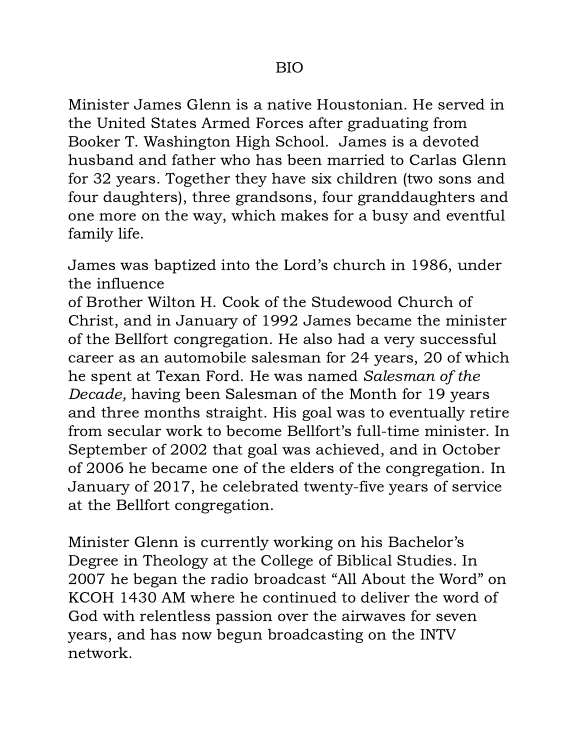# BIO

Minister James Glenn is a native Houstonian. He served in the United States Armed Forces after graduating from Booker T. Washington High School. James is a devoted husband and father who has been married to Carlas Glenn for 32 years. Together they have six children (two sons and four daughters), three grandsons, four granddaughters and one more on the way, which makes for a busy and eventful family life.

James was baptized into the Lord's church in 1986, under the influence of Brother Wilton H. Cook of the Studewood Church of Christ, and in January of 1992 James became the minister of the Bellfort congregation. He also had a very successful career as an automobile salesman for 24 years, 20 of which he spent at Texan Ford. He was named *Salesman of the Decade,* having been Salesman of the Month for 19 years and three months straight. His goal was to eventually retire from secular work to become Bellfort's full-time minister. In September of 2002 that goal was achieved, and in October of 2006 he became one of the elders of the congregation. In January of 2017, he celebrated twenty-five years of service at the Bellfort congregation.

Minister Glenn is currently working on his Bachelor's Degree in Theology at the College of Biblical Studies. In 2007 he began the radio broadcast "All About the Word" on KCOH 1430 AM where he continued to deliver the word of God with relentless passion over the airwaves for seven years, and has now begun broadcasting on the INTV network.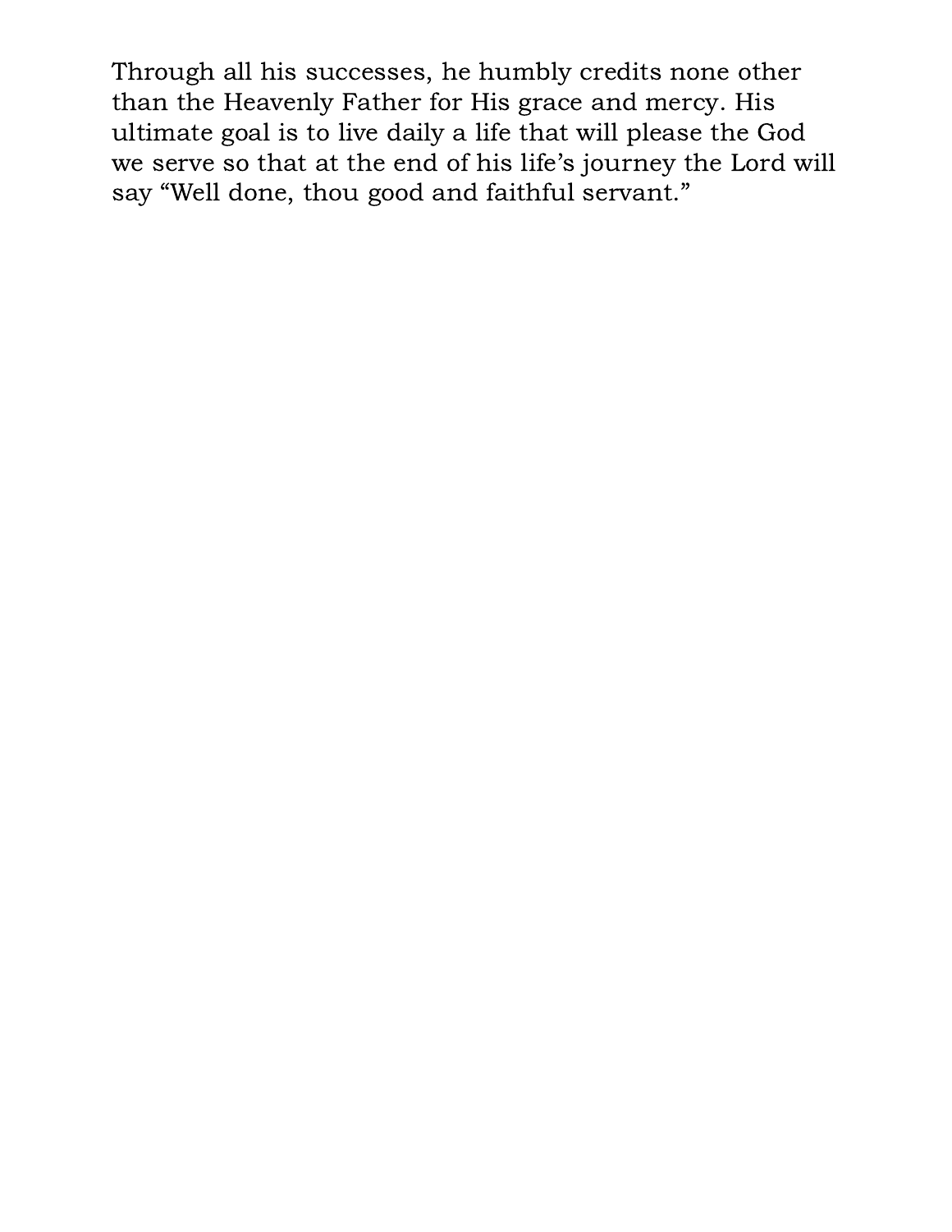Through all his successes, he humbly credits none other than the Heavenly Father for His grace and mercy. His ultimate goal is to live daily a life that will please the God we serve so that at the end of his life's journey the Lord will say "Well done, thou good and faithful servant."